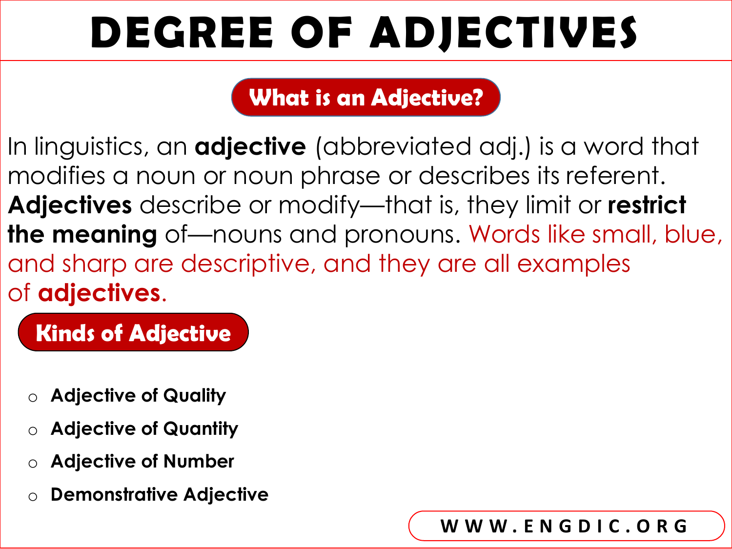# DEGREE OF ADJECTIVES

## What is an Adjective?

In linguistics, an **adjective** (abbreviated adj.) is a word that modifies a noun or noun phrase or describes its referent. **Adjectives** describe or modify—that is, they limit or **restrict the meaning** of—nouns and pronouns. Words like small, blue, and sharp are descriptive, and they are all examples of **adjectives**.

## Kinds of Adjective

- **Adjective of Quality**
- **Adjective of Quantity**
- **Adjective of Number**
- **Demonstrative Adjective**

WWW.ENGDIC.ORG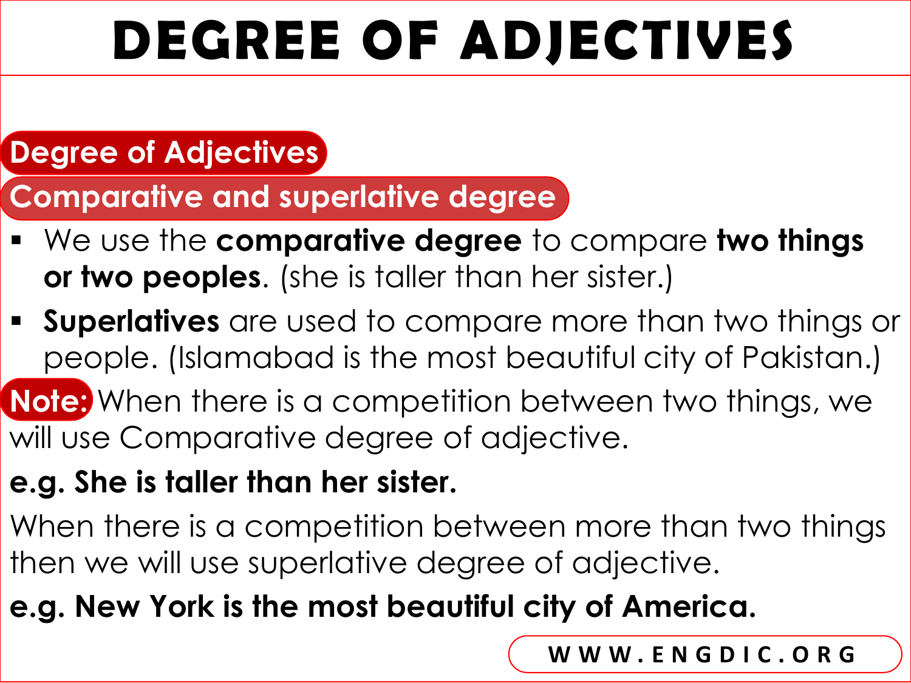# DEGREE OF ADJECTIVES

## Degree of Adjectives

### Comparative and superlative degree

- We use the **comparative degree** to compare **two things or two peoples**. (she is taller than her sister.)
- **Superlatives** are used to compare more than two things or people. (Islamabad is the most beautiful city of Pakistan.)

**Note:** When there is a competition between two things, we will use Comparative degree of adjective.

**e.g. She is taller than her sister.**

When there is a competition between more than two things then we will use superlative degree of adjective.

**e.g. New York is the most beautiful city of America.**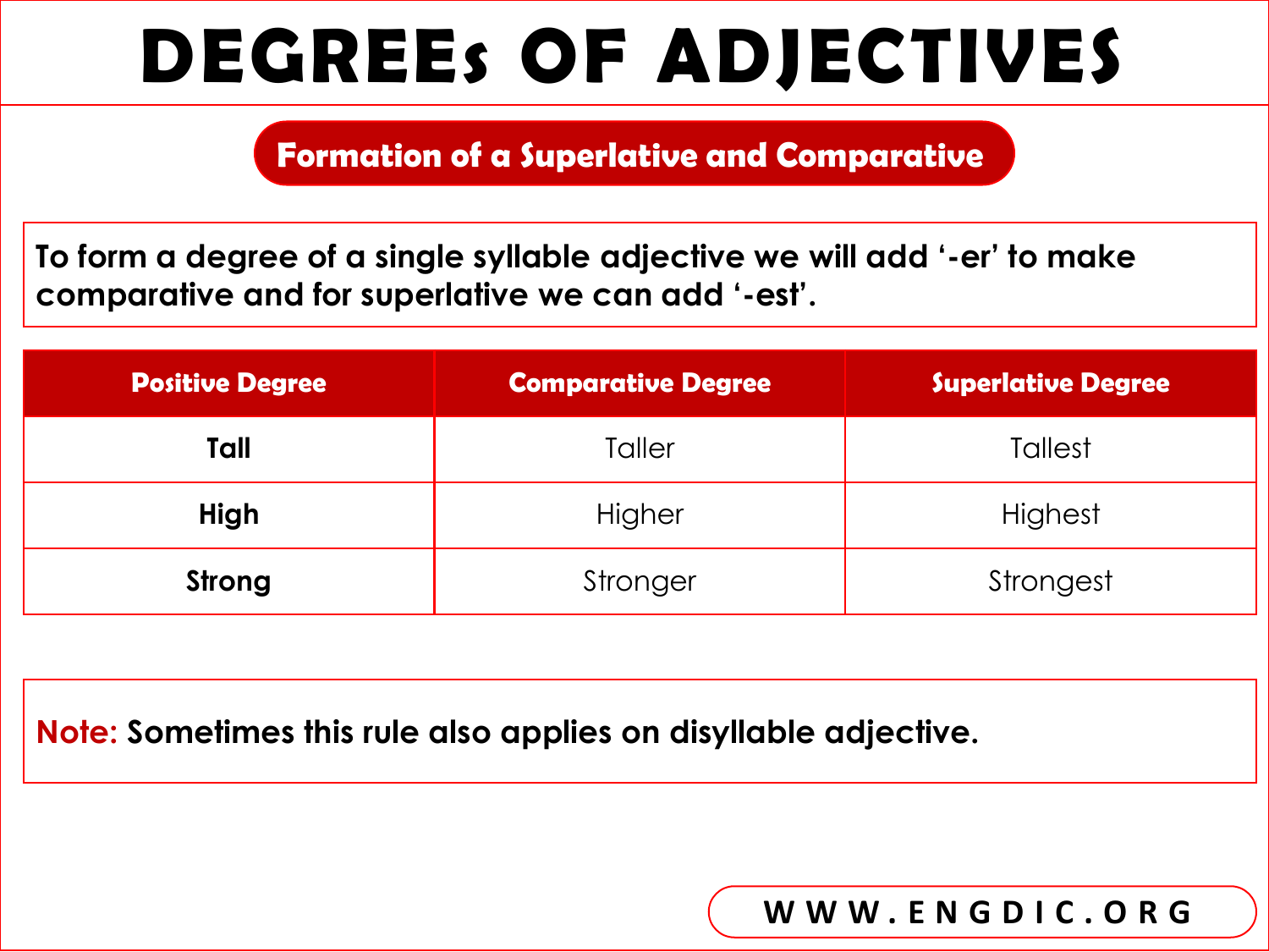# DEGREEs OF ADJECTIVES

## Formation of a Superlative and Comparative

**To form a degree of a single syllable adjective we will add '-er' to make comparative and for superlative we can add '-est'.**

| Positive Degree | Comparative Degree | Superlative Degree |
|---|---|---|
| **Tall** | Taller | Tallest |
| **High** | Higher | Highest |
| **Strong** | Stronger | Strongest |

**Note: Sometimes this rule also applies on disyllable adjective.**

WWW.ENGDIC.ORG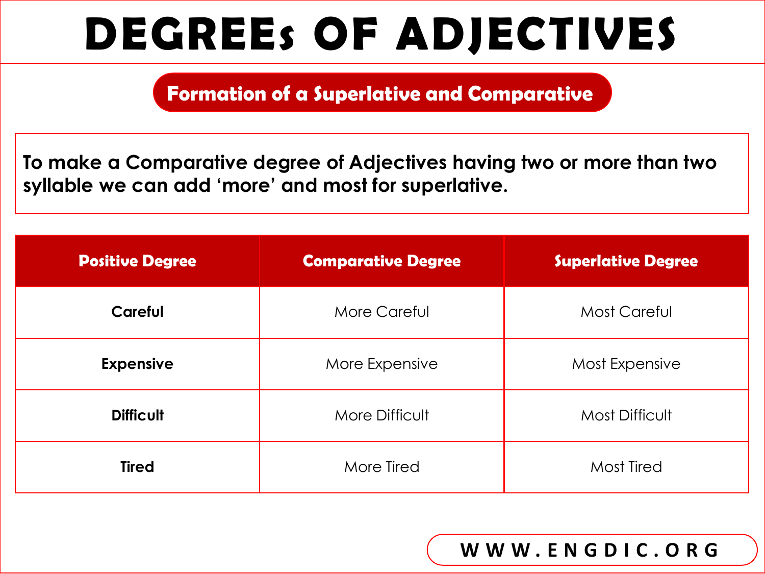# DEGREEs OF ADJECTIVES

## Formation of a Superlative and Comparative

**To make a Comparative degree of Adjectives having two or more than two syllable we can add 'more' and most for superlative.**

| Positive Degree | Comparative Degree | Superlative Degree |
|---|---|---|
| **Careful** | More Careful | Most Careful |
| **Expensive** | More Expensive | Most Expensive |
| **Difficult** | More Difficult | Most Difficult |
| **Tired** | More Tired | Most Tired |

WWW.ENGDIC.ORG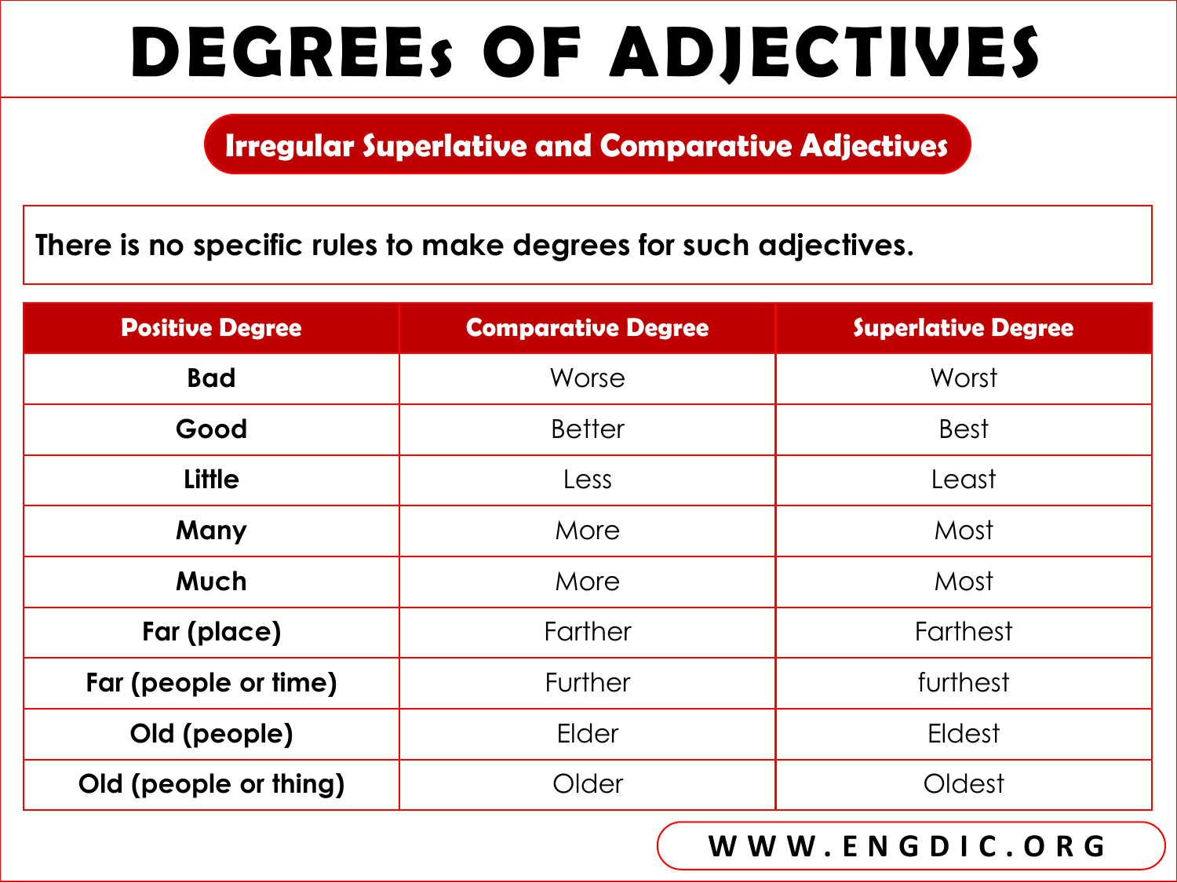# DEGREEs OF ADJECTIVES

## Irregular Superlative and Comparative Adjectives

There is no specific rules to make degrees for such adjectives.

| Positive Degree | Comparative Degree | Superlative Degree |
| --- | --- | --- |
| **Bad** | Worse | Worst |
| **Good** | Better | Best |
| **Little** | Less | Least |
| **Many** | More | Most |
| **Much** | More | Most |
| **Far (place)** | Farther | Farthest |
| **Far (people or time)** | Further | furthest |
| **Old (people)** | Elder | Eldest |
| **Old (people or thing)** | Older | Oldest |

WWW.ENGDIC.ORG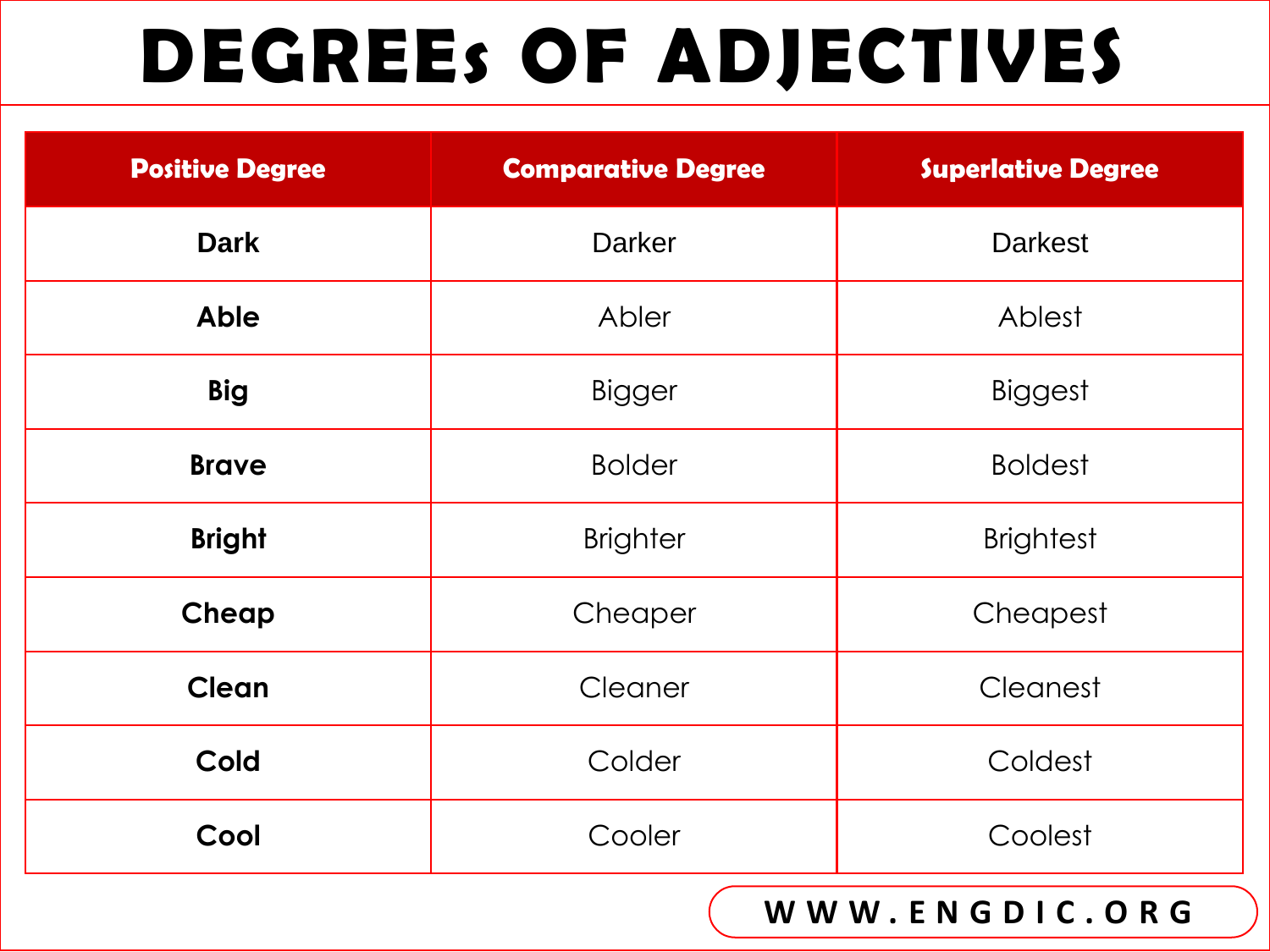# DEGREEs OF ADJECTIVES

| Positive Degree | Comparative Degree | Superlative Degree |
| --- | --- | --- |
| **Dark** | Darker | Darkest |
| **Able** | Abler | Ablest |
| **Big** | Bigger | Biggest |
| **Brave** | Bolder | Boldest |
| **Bright** | Brighter | Brightest |
| **Cheap** | Cheaper | Cheapest |
| **Clean** | Cleaner | Cleanest |
| **Cold** | Colder | Coldest |
| **Cool** | Cooler | Coolest |

WWW.ENGDIC.ORG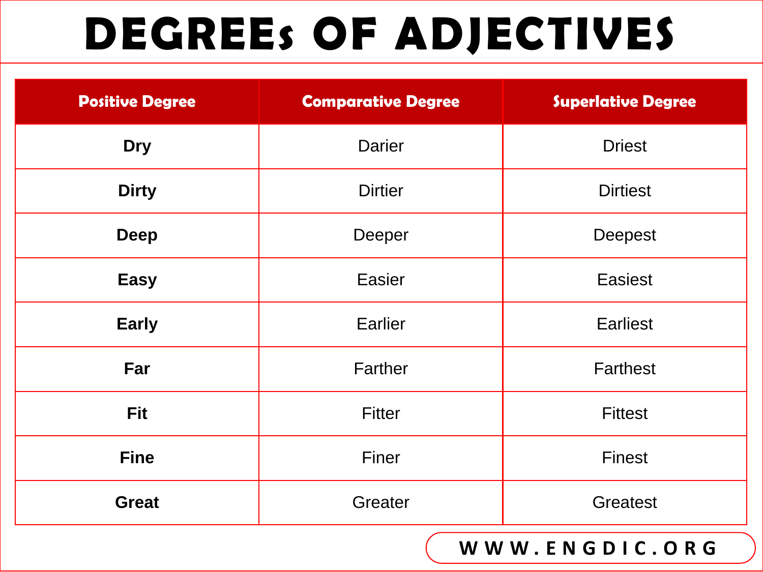# DEGREEs OF ADJECTIVES

| Positive Degree | Comparative Degree | Superlative Degree |
|---|---|---|
| **Dry** | Darier | Driest |
| **Dirty** | Dirtier | Dirtiest |
| **Deep** | Deeper | Deepest |
| **Easy** | Easier | Easiest |
| **Early** | Earlier | Earliest |
| **Far** | Farther | Farthest |
| **Fit** | Fitter | Fittest |
| **Fine** | Finer | Finest |
| **Great** | Greater | Greatest |

WWW.ENGDIC.ORG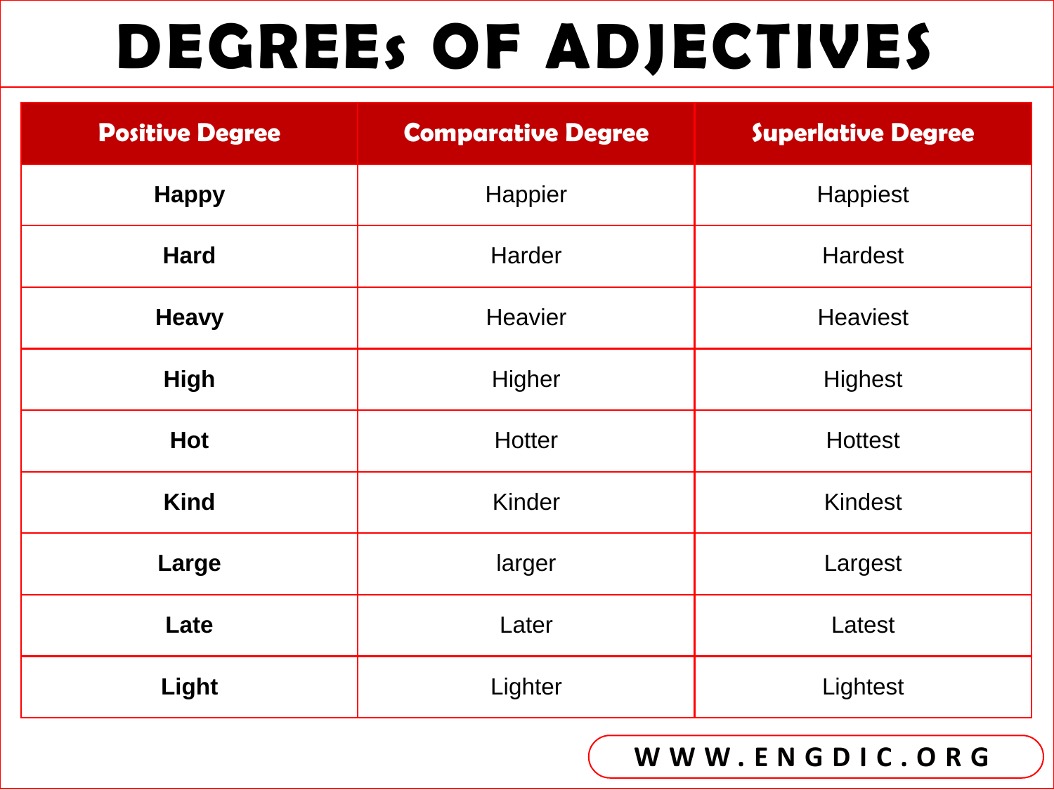# DEGREEs OF ADJECTIVES

| Positive Degree | Comparative Degree | Superlative Degree |
|---|---|---|
| **Happy** | Happier | Happiest |
| **Hard** | Harder | Hardest |
| **Heavy** | Heavier | Heaviest |
| **High** | Higher | Highest |
| **Hot** | Hotter | Hottest |
| **Kind** | Kinder | Kindest |
| **Large** | larger | Largest |
| **Late** | Later | Latest |
| **Light** | Lighter | Lightest |

WWW.ENGDIC.ORG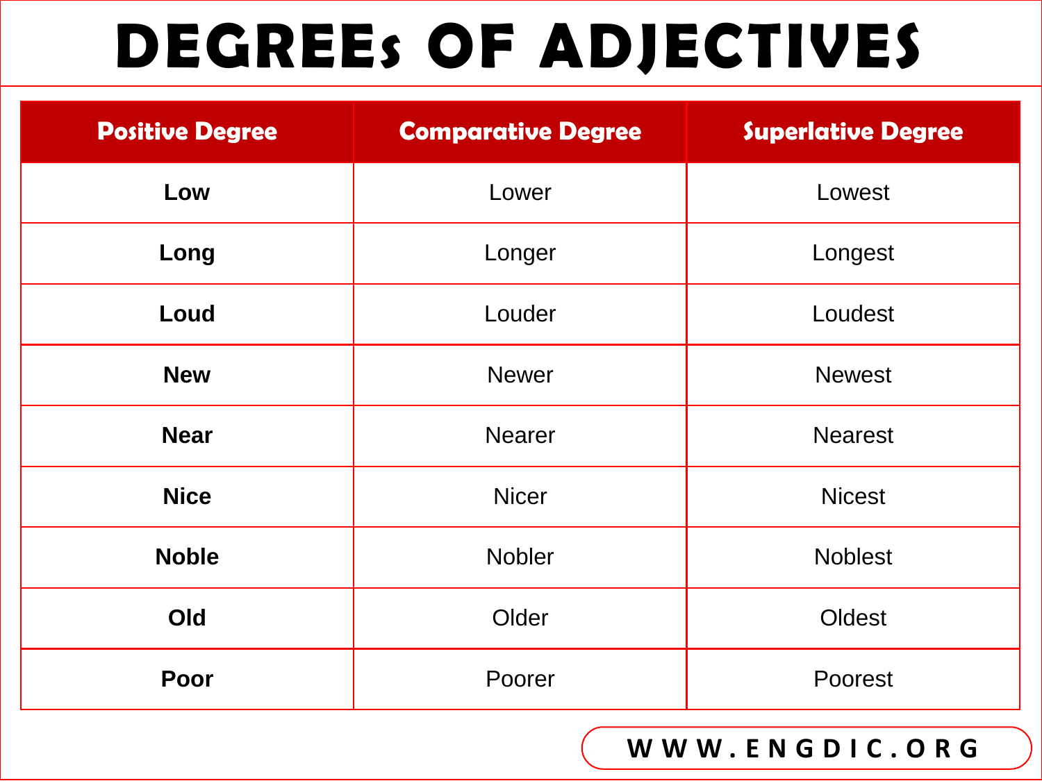# DEGREEs OF ADJECTIVES

| Positive Degree | Comparative Degree | Superlative Degree |
| --- | --- | --- |
| **Low** | Lower | Lowest |
| **Long** | Longer | Longest |
| **Loud** | Louder | Loudest |
| **New** | Newer | Newest |
| **Near** | Nearer | Nearest |
| **Nice** | Nicer | Nicest |
| **Noble** | Nobler | Noblest |
| **Old** | Older | Oldest |
| **Poor** | Poorer | Poorest |

WWW.ENGDIC.ORG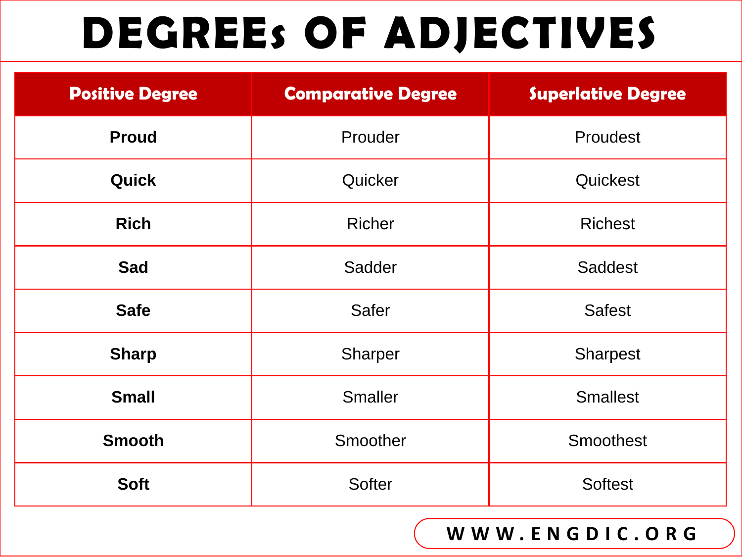# DEGREEs OF ADJECTIVES

| Positive Degree | Comparative Degree | Superlative Degree |
|---|---|---|
| **Proud** | Prouder | Proudest |
| **Quick** | Quicker | Quickest |
| **Rich** | Richer | Richest |
| **Sad** | Sadder | Saddest |
| **Safe** | Safer | Safest |
| **Sharp** | Sharper | Sharpest |
| **Small** | Smaller | Smallest |
| **Smooth** | Smoother | Smoothest |
| **Soft** | Softer | Softest |

WWW.ENGDIC.ORG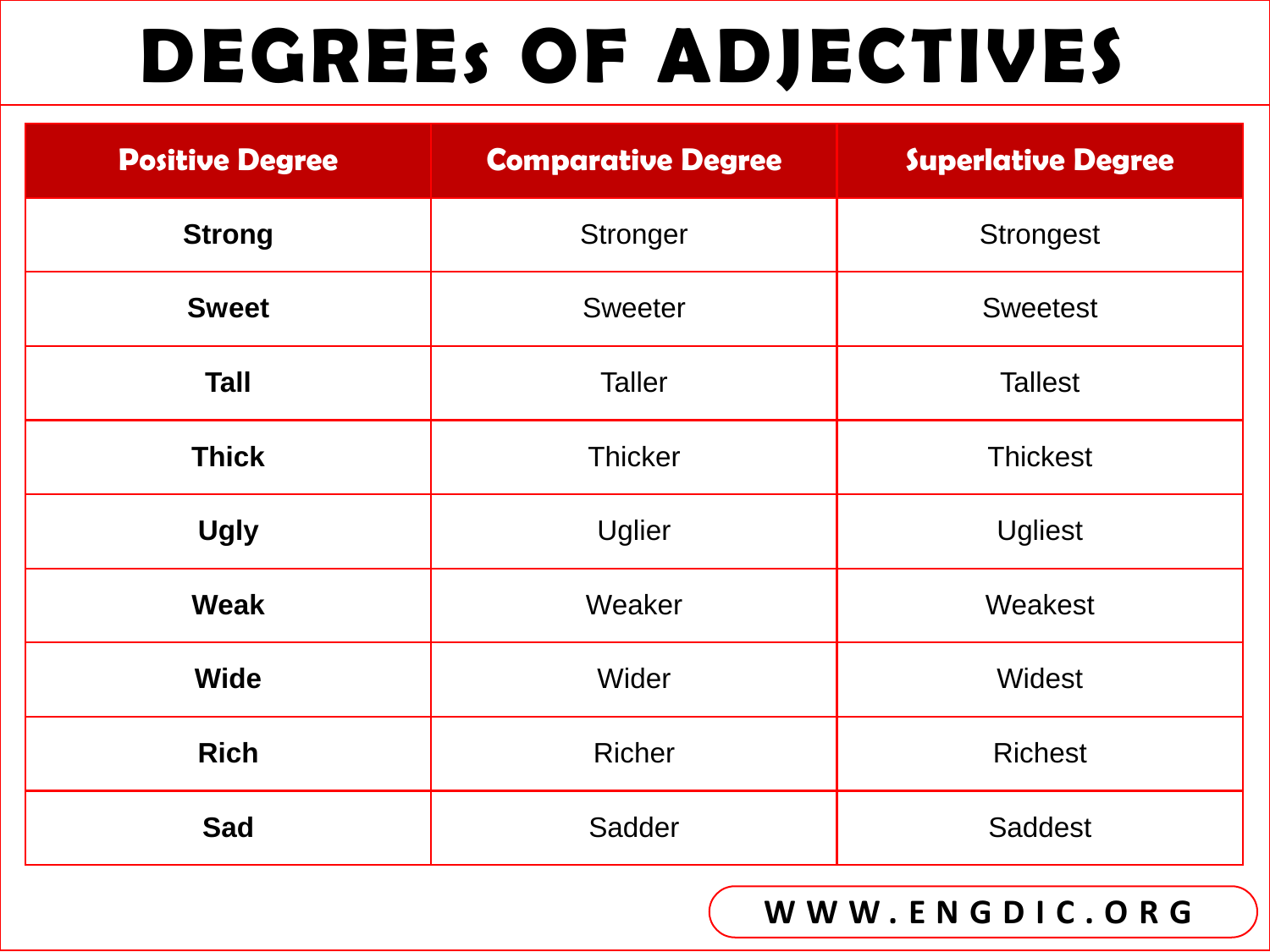# DEGREEs OF ADJECTIVES

| Positive Degree | Comparative Degree | Superlative Degree |
|---|---|---|
| **Strong** | Stronger | Strongest |
| **Sweet** | Sweeter | Sweetest |
| **Tall** | Taller | Tallest |
| **Thick** | Thicker | Thickest |
| **Ugly** | Uglier | Ugliest |
| **Weak** | Weaker | Weakest |
| **Wide** | Wider | Widest |
| **Rich** | Richer | Richest |
| **Sad** | Sadder | Saddest |

WWW.ENGDIC.ORG